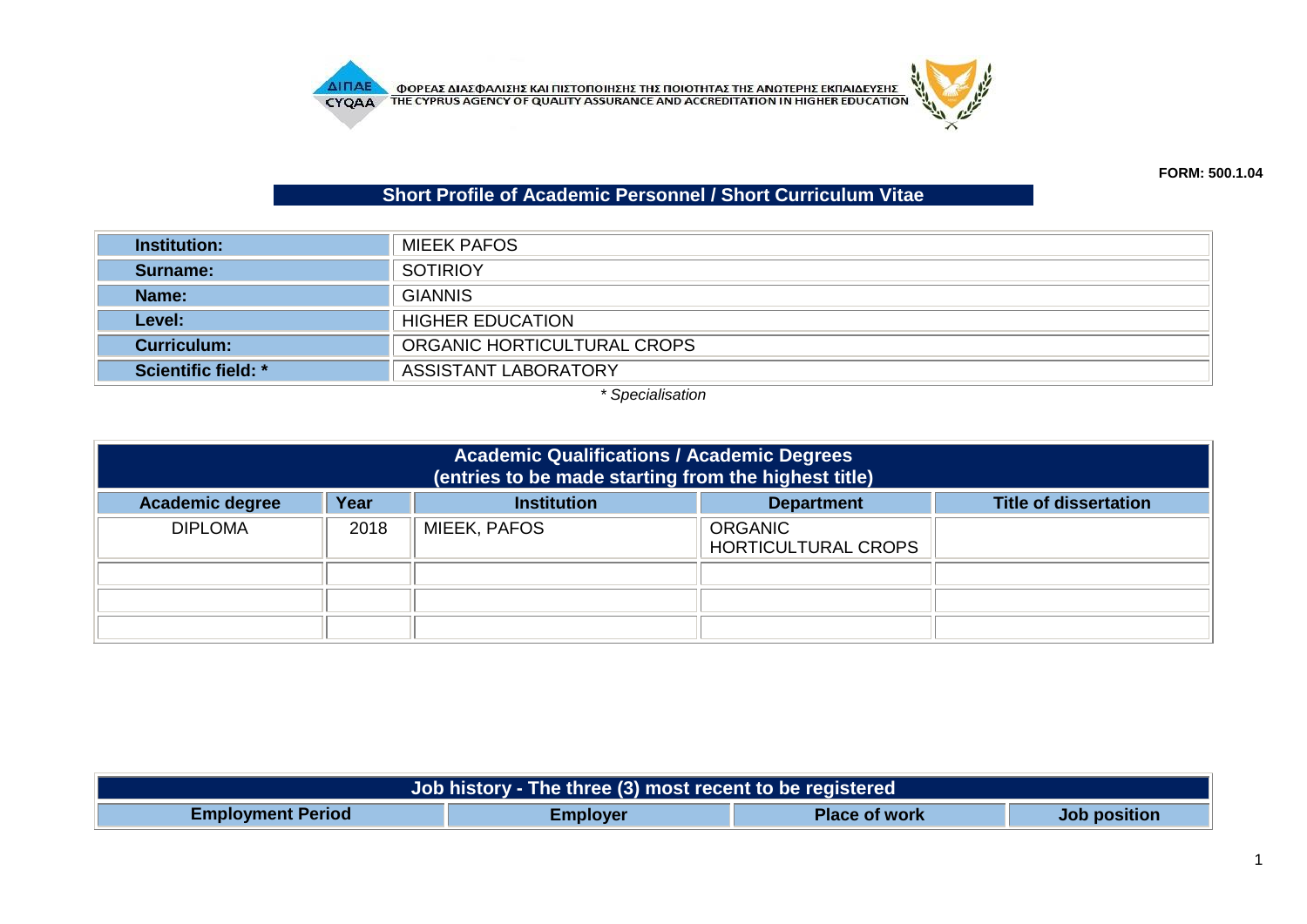ΦΟΡΕΑΣ ΔΙΑΣΦΑΛΙΣΗΣ ΚΑΙ ΠΙΣΤΟΠΟΙΗΣΗΣ ΤΗΣ ΠΟΙΟΤΗΤΑΣ ΤΗΣ ΑΝΩΤΕΡΗΣ ΕΚΠΑΙΔΕΥΣΗΣ
THE CYPRUS AGENCY OF QUALITY ASSURANCE AND ACCREDITATION IN HIGHER EDUCATION

**FORM: 500.1.04**

## Short Profile of Academic Personnel / Short Curriculum Vitae

| | |
|---|---|
| **Institution:** | MIEEK PAFOS |
| **Surname:** | SOTIRIOY |
| **Name:** | GIANNIS |
| **Level:** | HIGHER EDUCATION |
| **Curriculum:** | ORGANIC HORTICULTURAL CROPS |
| **Scientific field: *** | ASSISTANT LABORATORY |

*\* Specialisation*

**Academic Qualifications / Academic Degrees (entries to be made starting from the highest title)**

| Academic degree | Year | Institution | Department | Title of dissertation |
|---|---|---|---|---|
| DIPLOMA | 2018 | MIEEK, PAFOS | ORGANIC HORTICULTURAL CROPS | |
| | | | | |
| | | | | |
| | | | | |

**Job history - The three (3) most recent to be registered**

| Employment Period | Employer | Place of work | Job position |
|---|---|---|---|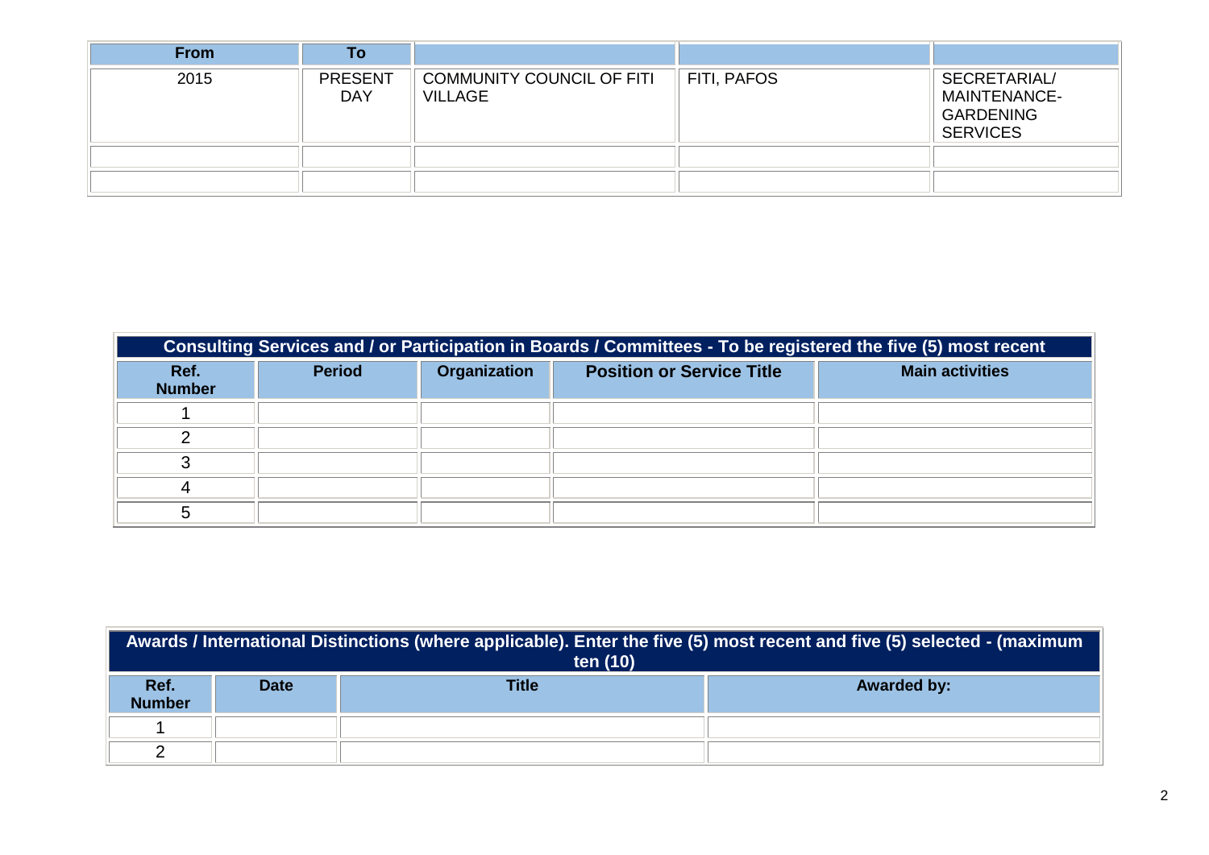| From | To | | | |
|---|---|---|---|---|
| 2015 | PRESENT DAY | COMMUNITY COUNCIL OF FITI VILLAGE | FITI, PAFOS | SECRETARIAL/ MAINTENANCE-GARDENING SERVICES |
| | | | | |
| | | | | |

| Consulting Services and / or Participation in Boards / Committees - To be registered the five (5) most recent | | | | |
|---|---|---|---|---|
| **Ref. Number** | **Period** | **Organization** | **Position or Service Title** | **Main activities** |
| 1 | | | | |
| 2 | | | | |
| 3 | | | | |
| 4 | | | | |
| 5 | | | | |

| Awards / International Distinctions (where applicable). Enter the five (5) most recent and five (5) selected - (maximum ten (10) | | | |
|---|---|---|---|
| **Ref. Number** | **Date** | **Title** | **Awarded by:** |
| 1 | | | |
| 2 | | | |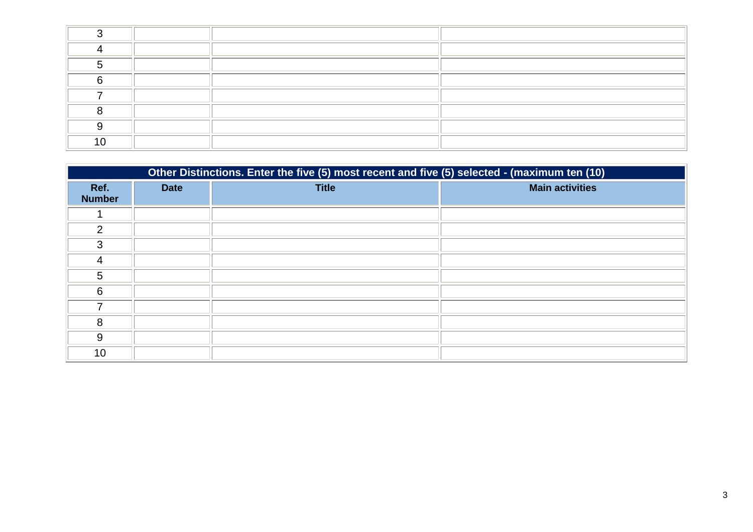| | | | |
|---|---|---|---|
| 3 | | | |
| 4 | | | |
| 5 | | | |
| 6 | | | |
| 7 | | | |
| 8 | | | |
| 9 | | | |
| 10 | | | |

| Other Distinctions. Enter the five (5) most recent and five (5) selected - (maximum ten (10) | | | |
|---|---|---|---|
| **Ref. Number** | **Date** | **Title** | **Main activities** |
| 1 | | | |
| 2 | | | |
| 3 | | | |
| 4 | | | |
| 5 | | | |
| 6 | | | |
| 7 | | | |
| 8 | | | |
| 9 | | | |
| 10 | | | |